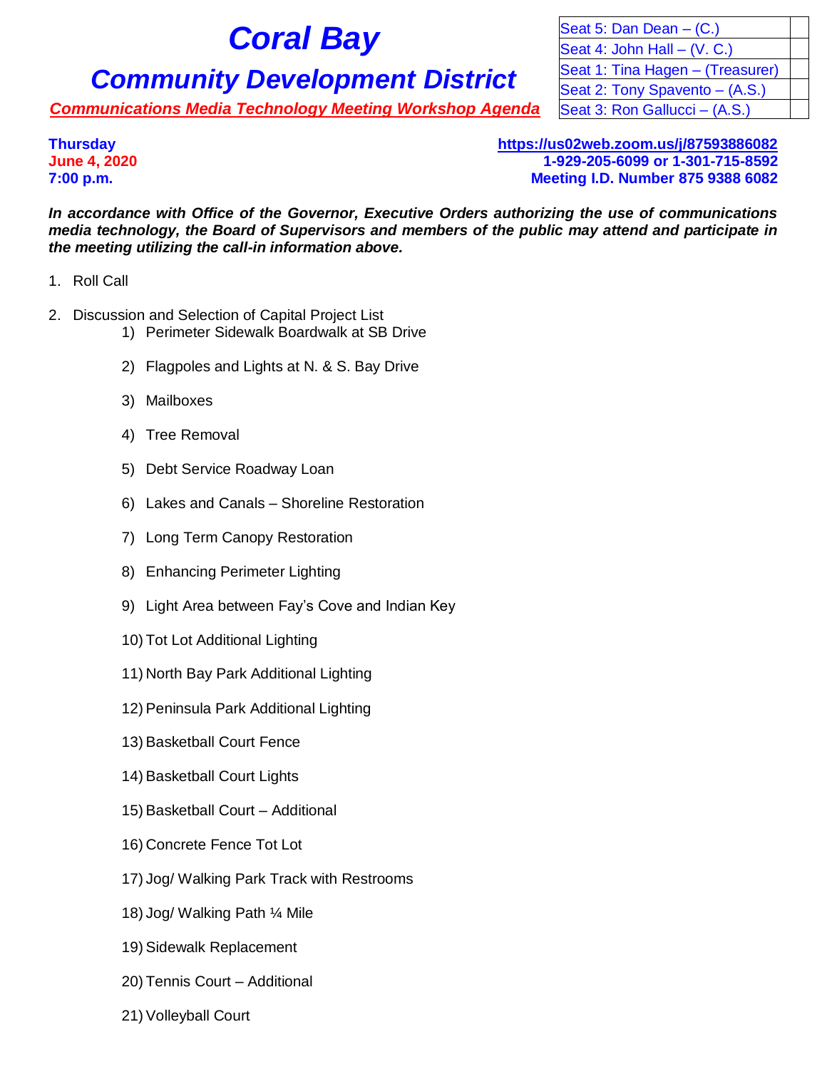# Coral Bay

## Community Development District

**Communications Media Technology Meeting Workshop Agenda**

| Seat | |
|---|---|
| Seat 5: Dan Dean – (C.) | |
| Seat 4: John Hall – (V. C.) | |
| Seat 1: Tina Hagen – (Treasurer) | |
| Seat 2: Tony Spavento – (A.S.) | |
| Seat 3: Ron Gallucci – (A.S.) | |

**Thursday**
**June 4, 2020**
**7:00 p.m.**

**https://us02web.zoom.us/j/87593886082**
**1-929-205-6099 or 1-301-715-8592**
**Meeting I.D. Number 875 9388 6082**

***In accordance with Office of the Governor, Executive Orders authorizing the use of communications media technology, the Board of Supervisors and members of the public may attend and participate in the meeting utilizing the call-in information above.***

1. Roll Call

2. Discussion and Selection of Capital Project List
   1) Perimeter Sidewalk Boardwalk at SB Drive
   2) Flagpoles and Lights at N. & S. Bay Drive
   3) Mailboxes
   4) Tree Removal
   5) Debt Service Roadway Loan
   6) Lakes and Canals – Shoreline Restoration
   7) Long Term Canopy Restoration
   8) Enhancing Perimeter Lighting
   9) Light Area between Fay's Cove and Indian Key
   10) Tot Lot Additional Lighting
   11) North Bay Park Additional Lighting
   12) Peninsula Park Additional Lighting
   13) Basketball Court Fence
   14) Basketball Court Lights
   15) Basketball Court – Additional
   16) Concrete Fence Tot Lot
   17) Jog/ Walking Park Track with Restrooms
   18) Jog/ Walking Path ¼ Mile
   19) Sidewalk Replacement
   20) Tennis Court – Additional
   21) Volleyball Court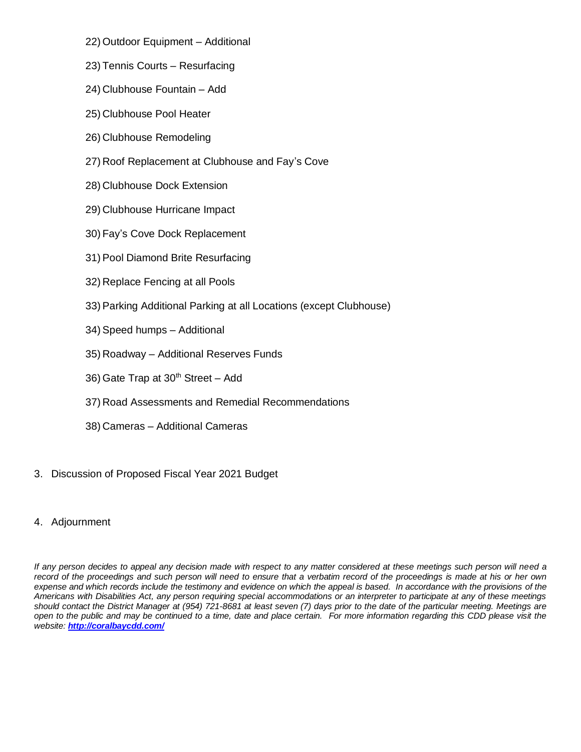22) Outdoor Equipment – Additional

23) Tennis Courts – Resurfacing

24) Clubhouse Fountain – Add

25) Clubhouse Pool Heater

26) Clubhouse Remodeling

27) Roof Replacement at Clubhouse and Fay's Cove

28) Clubhouse Dock Extension

29) Clubhouse Hurricane Impact

30) Fay's Cove Dock Replacement

31) Pool Diamond Brite Resurfacing

32) Replace Fencing at all Pools

33) Parking Additional Parking at all Locations (except Clubhouse)

34) Speed humps – Additional

35) Roadway – Additional Reserves Funds

36) Gate Trap at 30th Street – Add

37) Road Assessments and Remedial Recommendations

38) Cameras – Additional Cameras

3. Discussion of Proposed Fiscal Year 2021 Budget

4. Adjournment

*If any person decides to appeal any decision made with respect to any matter considered at these meetings such person will need a record of the proceedings and such person will need to ensure that a verbatim record of the proceedings is made at his or her own expense and which records include the testimony and evidence on which the appeal is based. In accordance with the provisions of the Americans with Disabilities Act, any person requiring special accommodations or an interpreter to participate at any of these meetings should contact the District Manager at (954) 721-8681 at least seven (7) days prior to the date of the particular meeting. Meetings are open to the public and may be continued to a time, date and place certain. For more information regarding this CDD please visit the website:* ***http://coralbaycdd.com/***